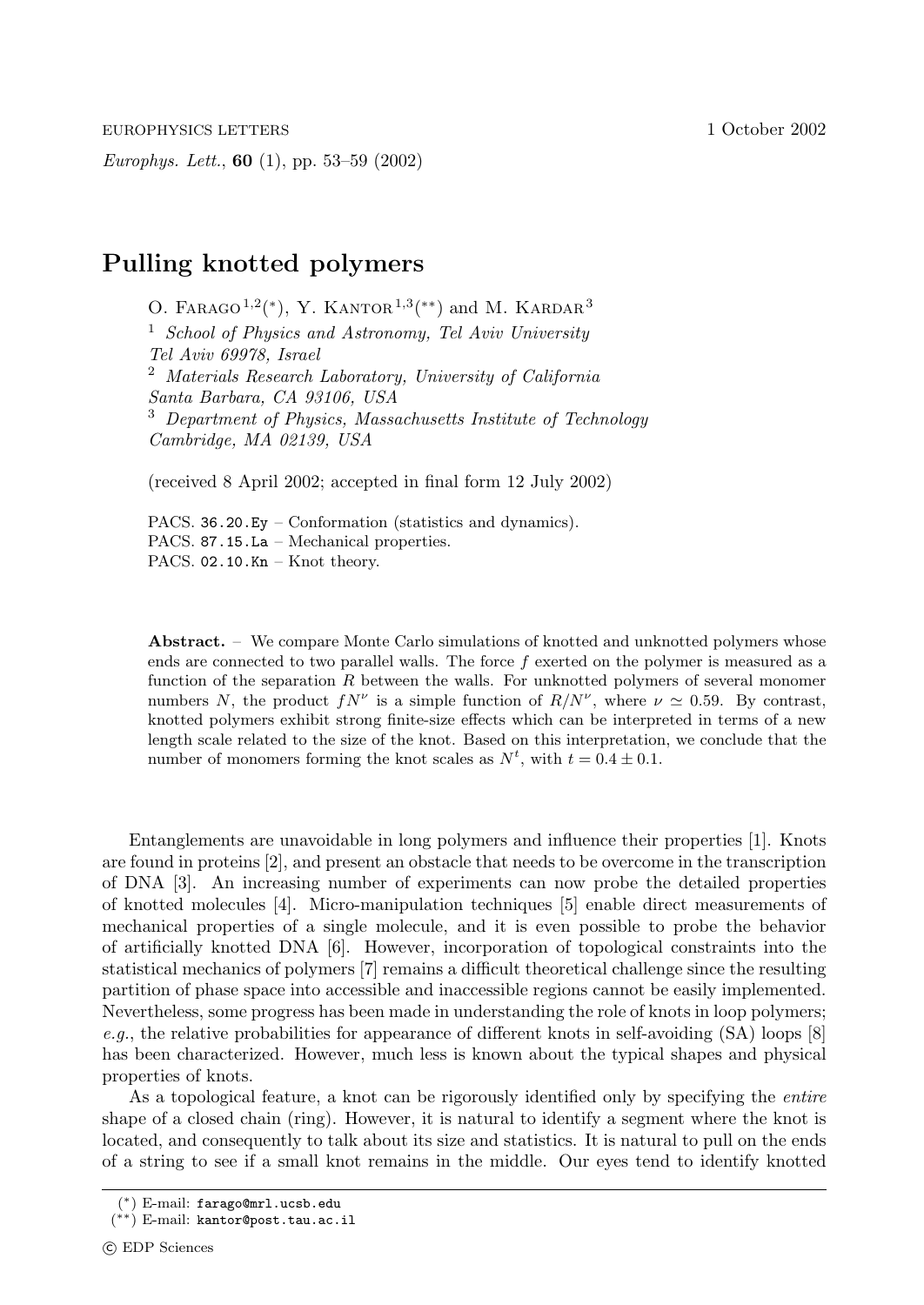# Pulling knotted polymers

O. Farago[1,2](*), Y. Kantor[1,3](**) and M. Kardar[3]

[1] *School of Physics and Astronomy, Tel Aviv University Tel Aviv 69978, Israel*
[2] *Materials Research Laboratory, University of California Santa Barbara, CA 93106, USA*
[3] *Department of Physics, Massachusetts Institute of Technology Cambridge, MA 02139, USA*

(received 8 April 2002; accepted in final form 12 July 2002)

PACS. 36.20.Ey – Conformation (statistics and dynamics).
PACS. 87.15.La – Mechanical properties.
PACS. 02.10.Kn – Knot theory.

**Abstract.** – We compare Monte Carlo simulations of knotted and unknotted polymers whose ends are connected to two parallel walls. The force $f$ exerted on the polymer is measured as a function of the separation $R$ between the walls. For unknotted polymers of several monomer numbers $N$, the product $fN^{\nu}$ is a simple function of $R/N^{\nu}$, where $\nu \simeq 0.59$. By contrast, knotted polymers exhibit strong finite-size effects which can be interpreted in terms of a new length scale related to the size of the knot. Based on this interpretation, we conclude that the number of monomers forming the knot scales as $N^{t}$, with $t = 0.4 \pm 0.1$.

Entanglements are unavoidable in long polymers and influence their properties [1]. Knots are found in proteins [2], and present an obstacle that needs to be overcome in the transcription of DNA [3]. An increasing number of experiments can now probe the detailed properties of knotted molecules [4]. Micro-manipulation techniques [5] enable direct measurements of mechanical properties of a single molecule, and it is even possible to probe the behavior of artificially knotted DNA [6]. However, incorporation of topological constraints into the statistical mechanics of polymers [7] remains a difficult theoretical challenge since the resulting partition of phase space into accessible and inaccessible regions cannot be easily implemented. Nevertheless, some progress has been made in understanding the role of knots in loop polymers; *e.g.*, the relative probabilities for appearance of different knots in self-avoiding (SA) loops [8] has been characterized. However, much less is known about the typical shapes and physical properties of knots.

As a topological feature, a knot can be rigorously identified only by specifying the *entire* shape of a closed chain (ring). However, it is natural to identify a segment where the knot is located, and consequently to talk about its size and statistics. It is natural to pull on the ends of a string to see if a small knot remains in the middle. Our eyes tend to identify knotted

(*) E-mail: farago@mrl.ucsb.edu
(**) E-mail: kantor@post.tau.ac.il

© EDP Sciences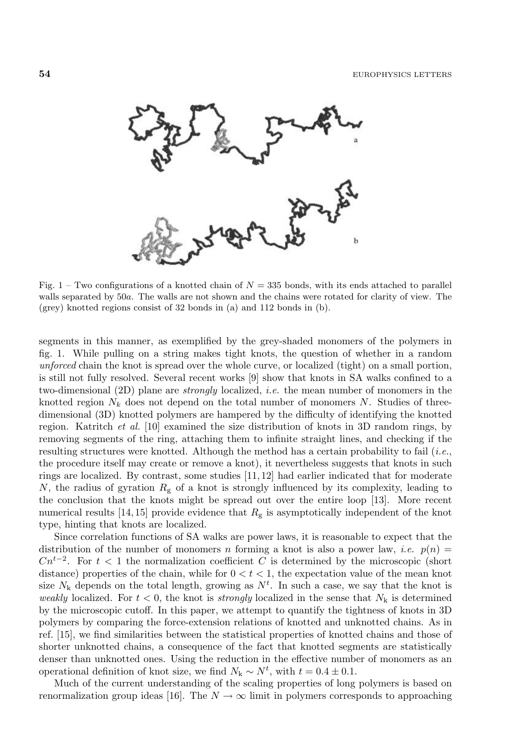Fig. 1 – Two configurations of a knotted chain of $N = 335$ bonds, with its ends attached to parallel walls separated by $50a$. The walls are not shown and the chains were rotated for clarity of view. The (grey) knotted regions consist of 32 bonds in (a) and 112 bonds in (b).

segments in this manner, as exemplified by the grey-shaded monomers of the polymers in fig. 1. While pulling on a string makes tight knots, the question of whether in a random *unforced* chain the knot is spread over the whole curve, or localized (tight) on a small portion, is still not fully resolved. Several recent works [9] show that knots in SA walks confined to a two-dimensional (2D) plane are *strongly* localized, *i.e.* the mean number of monomers in the knotted region $N_k$ does not depend on the total number of monomers $N$. Studies of three-dimensional (3D) knotted polymers are hampered by the difficulty of identifying the knotted region. Katritch *et al.* [10] examined the size distribution of knots in 3D random rings, by removing segments of the ring, attaching them to infinite straight lines, and checking if the resulting structures were knotted. Although the method has a certain probability to fail (*i.e.*, the procedure itself may create or remove a knot), it nevertheless suggests that knots in such rings are localized. By contrast, some studies [11, 12] had earlier indicated that for moderate $N$, the radius of gyration $R_g$ of a knot is strongly influenced by its complexity, leading to the conclusion that the knots might be spread out over the entire loop [13]. More recent numerical results [14, 15] provide evidence that $R_g$ is asymptotically independent of the knot type, hinting that knots are localized.

Since correlation functions of SA walks are power laws, it is reasonable to expect that the distribution of the number of monomers $n$ forming a knot is also a power law, *i.e.* $p(n) = Cn^{t-2}$. For $t < 1$ the normalization coefficient $C$ is determined by the microscopic (short distance) properties of the chain, while for $0 < t < 1$, the expectation value of the mean knot size $N_k$ depends on the total length, growing as $N^t$. In such a case, we say that the knot is *weakly* localized. For $t < 0$, the knot is *strongly* localized in the sense that $N_k$ is determined by the microscopic cutoff. In this paper, we attempt to quantify the tightness of knots in 3D polymers by comparing the force-extension relations of knotted and unknotted chains. As in ref. [15], we find similarities between the statistical properties of knotted chains and those of shorter unknotted chains, a consequence of the fact that knotted segments are statistically denser than unknotted ones. Using the reduction in the effective number of monomers as an operational definition of knot size, we find $N_k \sim N^t$, with $t = 0.4 \pm 0.1$.

Much of the current understanding of the scaling properties of long polymers is based on renormalization group ideas [16]. The $N \to \infty$ limit in polymers corresponds to approaching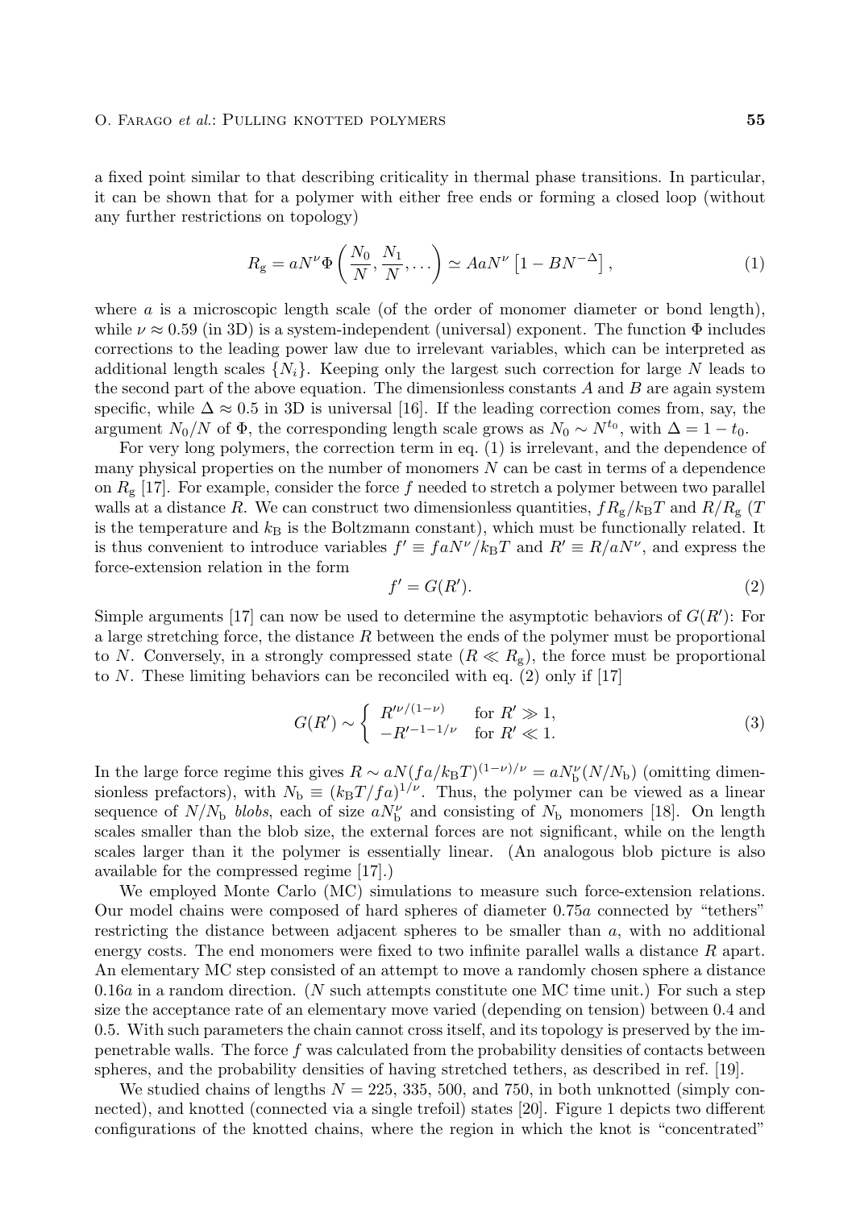a fixed point similar to that describing criticality in thermal phase transitions. In particular, it can be shown that for a polymer with either free ends or forming a closed loop (without any further restrictions on topology)

$$R_{\rm g} = aN^{\nu}\Phi\left(\frac{N_0}{N}, \frac{N_1}{N}, \dots\right) \simeq AaN^{\nu}\left[1 - BN^{-\Delta}\right], \tag{1}$$

where $a$ is a microscopic length scale (of the order of monomer diameter or bond length), while $\nu \approx 0.59$ (in 3D) is a system-independent (universal) exponent. The function $\Phi$ includes corrections to the leading power law due to irrelevant variables, which can be interpreted as additional length scales $\{N_i\}$. Keeping only the largest such correction for large $N$ leads to the second part of the above equation. The dimensionless constants $A$ and $B$ are again system specific, while $\Delta \approx 0.5$ in 3D is universal [16]. If the leading correction comes from, say, the argument $N_0/N$ of $\Phi$, the corresponding length scale grows as $N_0 \sim N^{t_0}$, with $\Delta = 1 - t_0$.

For very long polymers, the correction term in eq. (1) is irrelevant, and the dependence of many physical properties on the number of monomers $N$ can be cast in terms of a dependence on $R_{\rm g}$ [17]. For example, consider the force $f$ needed to stretch a polymer between two parallel walls at a distance $R$. We can construct two dimensionless quantities, $fR_{\rm g}/k_{\rm B}T$ and $R/R_{\rm g}$ ($T$ is the temperature and $k_{\rm B}$ is the Boltzmann constant), which must be functionally related. It is thus convenient to introduce variables $f' \equiv faN^{\nu}/k_{\rm B}T$ and $R' \equiv R/aN^{\nu}$, and express the force-extension relation in the form

$$f' = G(R'). \tag{2}$$

Simple arguments [17] can now be used to determine the asymptotic behaviors of $G(R')$: For a large stretching force, the distance $R$ between the ends of the polymer must be proportional to $N$. Conversely, in a strongly compressed state ($R \ll R_{\rm g}$), the force must be proportional to $N$. These limiting behaviors can be reconciled with eq. (2) only if [17]

$$G(R') \sim \begin{cases} R'^{\nu/(1-\nu)} & \text{for } R' \gg 1, \\ -R'^{-1-1/\nu} & \text{for } R' \ll 1. \end{cases} \tag{3}$$

In the large force regime this gives $R \sim aN(fa/k_{\rm B}T)^{(1-\nu)/\nu} = aN_{\rm b}^{\nu}(N/N_{\rm b})$ (omitting dimensionless prefactors), with $N_{\rm b} \equiv (k_{\rm B}T/fa)^{1/\nu}$. Thus, the polymer can be viewed as a linear sequence of $N/N_{\rm b}$ *blobs*, each of size $aN_{\rm b}^{\nu}$ and consisting of $N_{\rm b}$ monomers [18]. On length scales smaller than the blob size, the external forces are not significant, while on the length scales larger than it the polymer is essentially linear. (An analogous blob picture is also available for the compressed regime [17].)

We employed Monte Carlo (MC) simulations to measure such force-extension relations. Our model chains were composed of hard spheres of diameter $0.75a$ connected by "tethers" restricting the distance between adjacent spheres to be smaller than $a$, with no additional energy costs. The end monomers were fixed to two infinite parallel walls a distance $R$ apart. An elementary MC step consisted of an attempt to move a randomly chosen sphere a distance $0.16a$ in a random direction. ($N$ such attempts constitute one MC time unit.) For such a step size the acceptance rate of an elementary move varied (depending on tension) between 0.4 and 0.5. With such parameters the chain cannot cross itself, and its topology is preserved by the impenetrable walls. The force $f$ was calculated from the probability densities of contacts between spheres, and the probability densities of having stretched tethers, as described in ref. [19].

We studied chains of lengths $N = 225$, 335, 500, and 750, in both unknotted (simply connected), and knotted (connected via a single trefoil) states [20]. Figure 1 depicts two different configurations of the knotted chains, where the region in which the knot is "concentrated"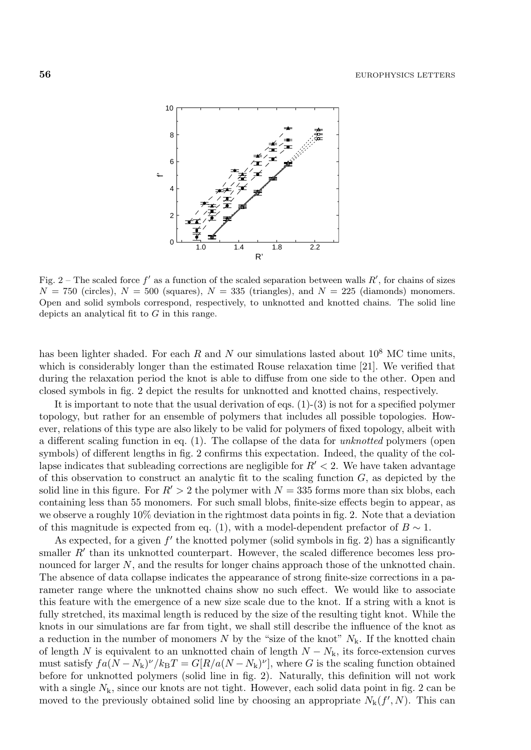Fig. 2 – The scaled force $f'$ as a function of the scaled separation between walls $R'$, for chains of sizes $N = 750$ (circles), $N = 500$ (squares), $N = 335$ (triangles), and $N = 225$ (diamonds) monomers. Open and solid symbols correspond, respectively, to unknotted and knotted chains. The solid line depicts an analytical fit to $G$ in this range.

has been lighter shaded. For each $R$ and $N$ our simulations lasted about $10^8$ MC time units, which is considerably longer than the estimated Rouse relaxation time [21]. We verified that during the relaxation period the knot is able to diffuse from one side to the other. Open and closed symbols in fig. 2 depict the results for unknotted and knotted chains, respectively.

It is important to note that the usual derivation of eqs. (1)-(3) is not for a specified polymer topology, but rather for an ensemble of polymers that includes all possible topologies. However, relations of this type are also likely to be valid for polymers of fixed topology, albeit with a different scaling function in eq. (1). The collapse of the data for *unknotted* polymers (open symbols) of different lengths in fig. 2 confirms this expectation. Indeed, the quality of the collapse indicates that subleading corrections are negligible for $R' < 2$. We have taken advantage of this observation to construct an analytic fit to the scaling function $G$, as depicted by the solid line in this figure. For $R' > 2$ the polymer with $N = 335$ forms more than six blobs, each containing less than 55 monomers. For such small blobs, finite-size effects begin to appear, as we observe a roughly 10% deviation in the rightmost data points in fig. 2. Note that a deviation of this magnitude is expected from eq. (1), with a model-dependent prefactor of $B \sim 1$.

As expected, for a given $f'$ the knotted polymer (solid symbols in fig. 2) has a significantly smaller $R'$ than its unknotted counterpart. However, the scaled difference becomes less pronounced for larger $N$, and the results for longer chains approach those of the unknotted chain. The absence of data collapse indicates the appearance of strong finite-size corrections in a parameter range where the unknotted chains show no such effect. We would like to associate this feature with the emergence of a new size scale due to the knot. If a string with a knot is fully stretched, its maximal length is reduced by the size of the resulting tight knot. While the knots in our simulations are far from tight, we shall still describe the influence of the knot as a reduction in the number of monomers $N$ by the "size of the knot" $N_\mathrm{k}$. If the knotted chain of length $N$ is equivalent to an unknotted chain of length $N - N_\mathrm{k}$, its force-extension curves must satisfy $fa(N - N_\mathrm{k})^\nu / k_\mathrm{B}T = G[R/a(N - N_\mathrm{k})^\nu]$, where $G$ is the scaling function obtained before for unknotted polymers (solid line in fig. 2). Naturally, this definition will not work with a single $N_\mathrm{k}$, since our knots are not tight. However, each solid data point in fig. 2 can be moved to the previously obtained solid line by choosing an appropriate $N_\mathrm{k}(f', N)$. This can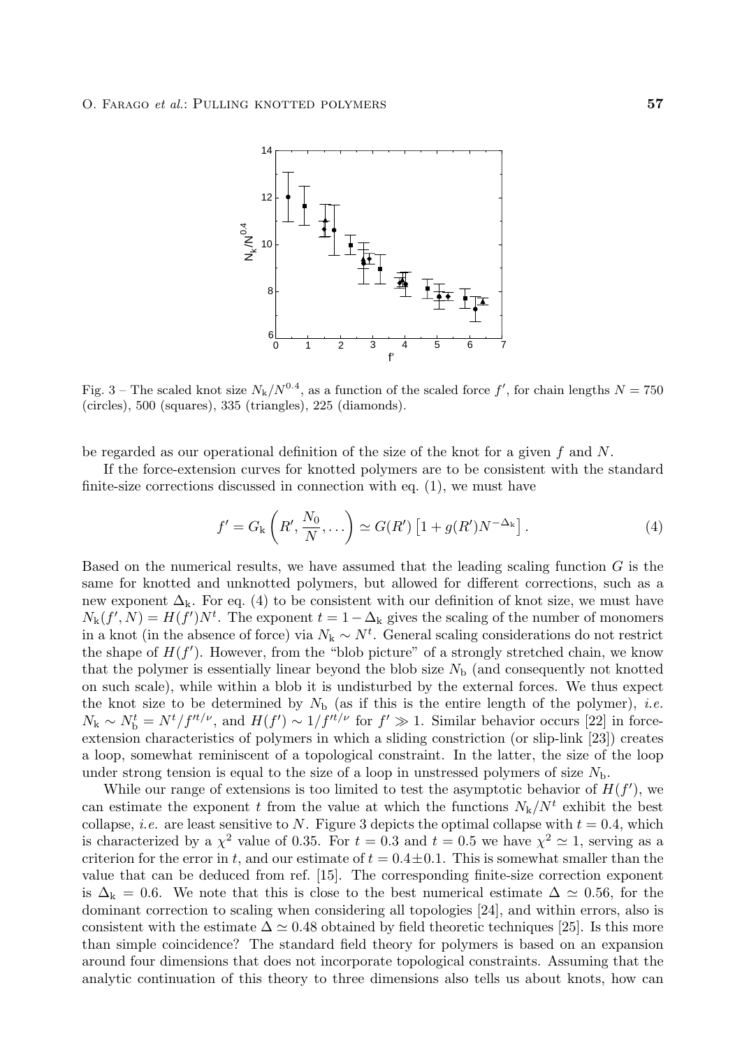Fig. 3 – The scaled knot size $N_k/N^{0.4}$, as a function of the scaled force $f'$, for chain lengths $N = 750$ (circles), 500 (squares), 335 (triangles), 225 (diamonds).

be regarded as our operational definition of the size of the knot for a given $f$ and $N$.

If the force-extension curves for knotted polymers are to be consistent with the standard finite-size corrections discussed in connection with eq. (1), we must have

$$f' = G_k\left(R', \frac{N_0}{N}, \dots\right) \simeq G(R')\left[1 + g(R')N^{-\Delta_k}\right]. \tag{4}$$

Based on the numerical results, we have assumed that the leading scaling function $G$ is the same for knotted and unknotted polymers, but allowed for different corrections, such as a new exponent $\Delta_k$. For eq. (4) to be consistent with our definition of knot size, we must have $N_k(f', N) = H(f')N^t$. The exponent $t = 1 - \Delta_k$ gives the scaling of the number of monomers in a knot (in the absence of force) via $N_k \sim N^t$. General scaling considerations do not restrict the shape of $H(f')$. However, from the "blob picture" of a strongly stretched chain, we know that the polymer is essentially linear beyond the blob size $N_b$ (and consequently not knotted on such scale), while within a blob it is undisturbed by the external forces. We thus expect the knot size to be determined by $N_b$ (as if this is the entire length of the polymer), *i.e.* $N_k \sim N_b^t = N^t/f'^{t/\nu}$, and $H(f') \sim 1/f'^{t/\nu}$ for $f' \gg 1$. Similar behavior occurs [22] in force-extension characteristics of polymers in which a sliding constriction (or slip-link [23]) creates a loop, somewhat reminiscent of a topological constraint. In the latter, the size of the loop under strong tension is equal to the size of a loop in unstressed polymers of size $N_b$.

While our range of extensions is too limited to test the asymptotic behavior of $H(f')$, we can estimate the exponent $t$ from the value at which the functions $N_k/N^t$ exhibit the best collapse, *i.e.* are least sensitive to $N$. Figure 3 depicts the optimal collapse with $t = 0.4$, which is characterized by a $\chi^2$ value of 0.35. For $t = 0.3$ and $t = 0.5$ we have $\chi^2 \simeq 1$, serving as a criterion for the error in $t$, and our estimate of $t = 0.4 \pm 0.1$. This is somewhat smaller than the value that can be deduced from ref. [15]. The corresponding finite-size correction exponent is $\Delta_k = 0.6$. We note that this is close to the best numerical estimate $\Delta \simeq 0.56$, for the dominant correction to scaling when considering all topologies [24], and within errors, also is consistent with the estimate $\Delta \simeq 0.48$ obtained by field theoretic techniques [25]. Is this more than simple coincidence? The standard field theory for polymers is based on an expansion around four dimensions that does not incorporate topological constraints. Assuming that the analytic continuation of this theory to three dimensions also tells us about knots, how can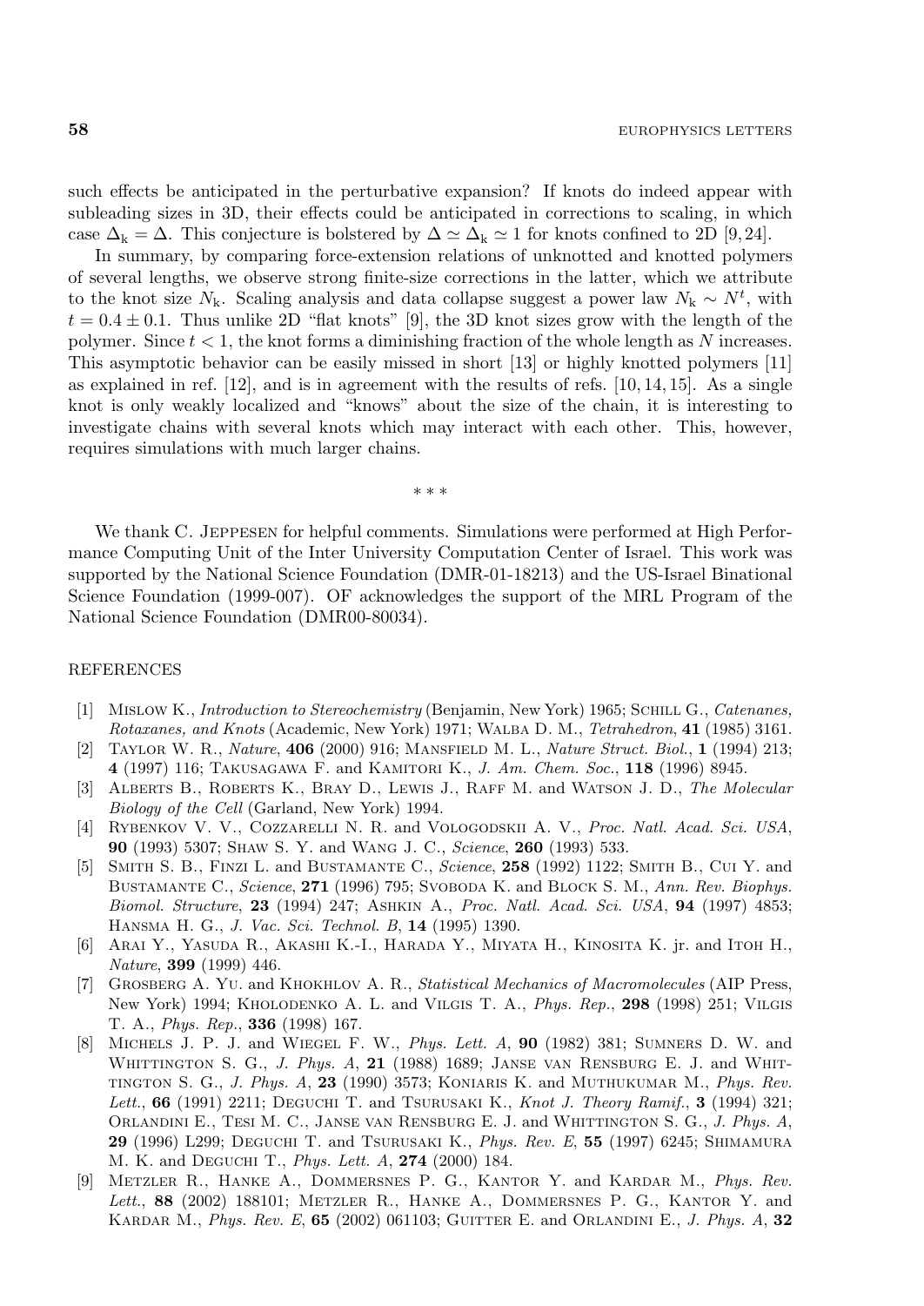such effects be anticipated in the perturbative expansion? If knots do indeed appear with subleading sizes in 3D, their effects could be anticipated in corrections to scaling, in which case $\Delta_k = \Delta$. This conjecture is bolstered by $\Delta \simeq \Delta_k \simeq 1$ for knots confined to 2D [9, 24].

In summary, by comparing force-extension relations of unknotted and knotted polymers of several lengths, we observe strong finite-size corrections in the latter, which we attribute to the knot size $N_k$. Scaling analysis and data collapse suggest a power law $N_k \sim N^t$, with $t = 0.4 \pm 0.1$. Thus unlike 2D "flat knots" [9], the 3D knot sizes grow with the length of the polymer. Since $t < 1$, the knot forms a diminishing fraction of the whole length as $N$ increases. This asymptotic behavior can be easily missed in short [13] or highly knotted polymers [11] as explained in ref. [12], and is in agreement with the results of refs. [10, 14, 15]. As a single knot is only weakly localized and "knows" about the size of the chain, it is interesting to investigate chains with several knots which may interact with each other. This, however, requires simulations with much larger chains.

\* \* \*

We thank C. Jeppesen for helpful comments. Simulations were performed at High Performance Computing Unit of the Inter University Computation Center of Israel. This work was supported by the National Science Foundation (DMR-01-18213) and the US-Israel Binational Science Foundation (1999-007). OF acknowledges the support of the MRL Program of the National Science Foundation (DMR00-80034).

## REFERENCES

[1] Mislow K., *Introduction to Stereochemistry* (Benjamin, New York) 1965; Schill G., *Catenanes, Rotaxanes, and Knots* (Academic, New York) 1971; Walba D. M., *Tetrahedron*, **41** (1985) 3161.

[2] Taylor W. R., *Nature*, **406** (2000) 916; Mansfield M. L., *Nature Struct. Biol.*, **1** (1994) 213; **4** (1997) 116; Takusagawa F. and Kamitori K., *J. Am. Chem. Soc.*, **118** (1996) 8945.

[3] Alberts B., Roberts K., Bray D., Lewis J., Raff M. and Watson J. D., *The Molecular Biology of the Cell* (Garland, New York) 1994.

[4] Rybenkov V. V., Cozzarelli N. R. and Vologodskii A. V., *Proc. Natl. Acad. Sci. USA*, **90** (1993) 5307; Shaw S. Y. and Wang J. C., *Science*, **260** (1993) 533.

[5] Smith S. B., Finzi L. and Bustamante C., *Science*, **258** (1992) 1122; Smith B., Cui Y. and Bustamante C., *Science*, **271** (1996) 795; Svoboda K. and Block S. M., *Ann. Rev. Biophys. Biomol. Structure*, **23** (1994) 247; Ashkin A., *Proc. Natl. Acad. Sci. USA*, **94** (1997) 4853; Hansma H. G., *J. Vac. Sci. Technol. B*, **14** (1995) 1390.

[6] Arai Y., Yasuda R., Akashi K.-I., Harada Y., Miyata H., Kinosita K. jr. and Itoh H., *Nature*, **399** (1999) 446.

[7] Grosberg A. Yu. and Khokhlov A. R., *Statistical Mechanics of Macromolecules* (AIP Press, New York) 1994; Kholodenko A. L. and Vilgis T. A., *Phys. Rep.*, **298** (1998) 251; Vilgis T. A., *Phys. Rep.*, **336** (1998) 167.

[8] Michels J. P. J. and Wiegel F. W., *Phys. Lett. A*, **90** (1982) 381; Sumners D. W. and Whittington S. G., *J. Phys. A*, **21** (1988) 1689; Janse van Rensburg E. J. and Whittington S. G., *J. Phys. A*, **23** (1990) 3573; Koniaris K. and Muthukumar M., *Phys. Rev. Lett.*, **66** (1991) 2211; Deguchi T. and Tsurusaki K., *Knot J. Theory Ramif.*, **3** (1994) 321; Orlandini E., Tesi M. C., Janse van Rensburg E. J. and Whittington S. G., *J. Phys. A*, **29** (1996) L299; Deguchi T. and Tsurusaki K., *Phys. Rev. E*, **55** (1997) 6245; Shimamura M. K. and Deguchi T., *Phys. Lett. A*, **274** (2000) 184.

[9] Metzler R., Hanke A., Dommersnes P. G., Kantor Y. and Kardar M., *Phys. Rev. Lett.*, **88** (2002) 188101; Metzler R., Hanke A., Dommersnes P. G., Kantor Y. and Kardar M., *Phys. Rev. E*, **65** (2002) 061103; Guitter E. and Orlandini E., *J. Phys. A*, **32**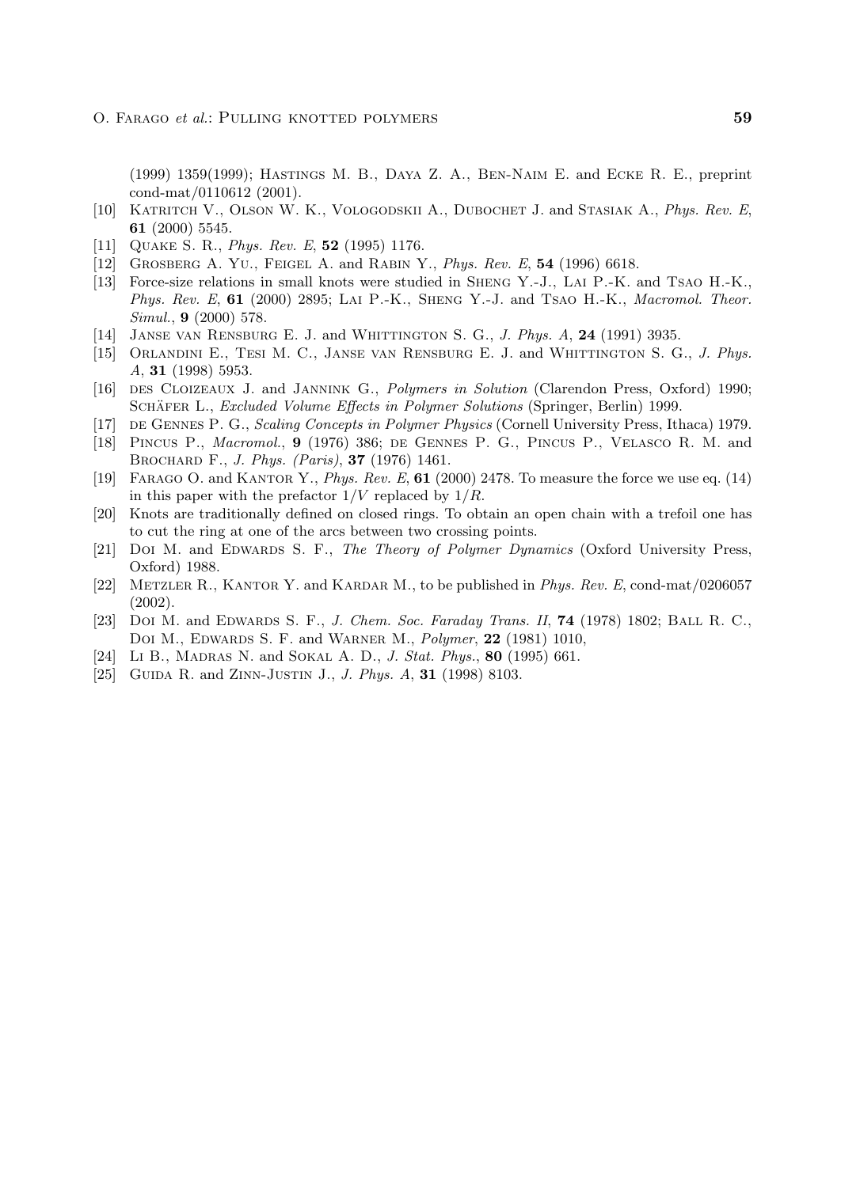(1999) 1359(1999); Hastings M. B., Daya Z. A., Ben-Naim E. and Ecke R. E., preprint cond-mat/0110612 (2001).

[10] Katritch V., Olson W. K., Vologodskii A., Dubochet J. and Stasiak A., *Phys. Rev. E*, **61** (2000) 5545.

[11] Quake S. R., *Phys. Rev. E*, **52** (1995) 1176.

[12] Grosberg A. Yu., Feigel A. and Rabin Y., *Phys. Rev. E*, **54** (1996) 6618.

[13] Force-size relations in small knots were studied in Sheng Y.-J., Lai P.-K. and Tsao H.-K., *Phys. Rev. E*, **61** (2000) 2895; Lai P.-K., Sheng Y.-J. and Tsao H.-K., *Macromol. Theor. Simul.*, **9** (2000) 578.

[14] Janse van Rensburg E. J. and Whittington S. G., *J. Phys. A*, **24** (1991) 3935.

[15] Orlandini E., Tesi M. C., Janse van Rensburg E. J. and Whittington S. G., *J. Phys. A*, **31** (1998) 5953.

[16] des Cloizeaux J. and Jannink G., *Polymers in Solution* (Clarendon Press, Oxford) 1990; Schäfer L., *Excluded Volume Effects in Polymer Solutions* (Springer, Berlin) 1999.

[17] de Gennes P. G., *Scaling Concepts in Polymer Physics* (Cornell University Press, Ithaca) 1979.

[18] Pincus P., *Macromol.*, **9** (1976) 386; de Gennes P. G., Pincus P., Velasco R. M. and Brochard F., *J. Phys. (Paris)*, **37** (1976) 1461.

[19] Farago O. and Kantor Y., *Phys. Rev. E*, **61** (2000) 2478. To measure the force we use eq. (14) in this paper with the prefactor $1/V$ replaced by $1/R$.

[20] Knots are traditionally defined on closed rings. To obtain an open chain with a trefoil one has to cut the ring at one of the arcs between two crossing points.

[21] Doi M. and Edwards S. F., *The Theory of Polymer Dynamics* (Oxford University Press, Oxford) 1988.

[22] Metzler R., Kantor Y. and Kardar M., to be published in *Phys. Rev. E*, cond-mat/0206057 (2002).

[23] Doi M. and Edwards S. F., *J. Chem. Soc. Faraday Trans. II*, **74** (1978) 1802; Ball R. C., Doi M., Edwards S. F. and Warner M., *Polymer*, **22** (1981) 1010,

[24] Li B., Madras N. and Sokal A. D., *J. Stat. Phys.*, **80** (1995) 661.

[25] Guida R. and Zinn-Justin J., *J. Phys. A*, **31** (1998) 8103.